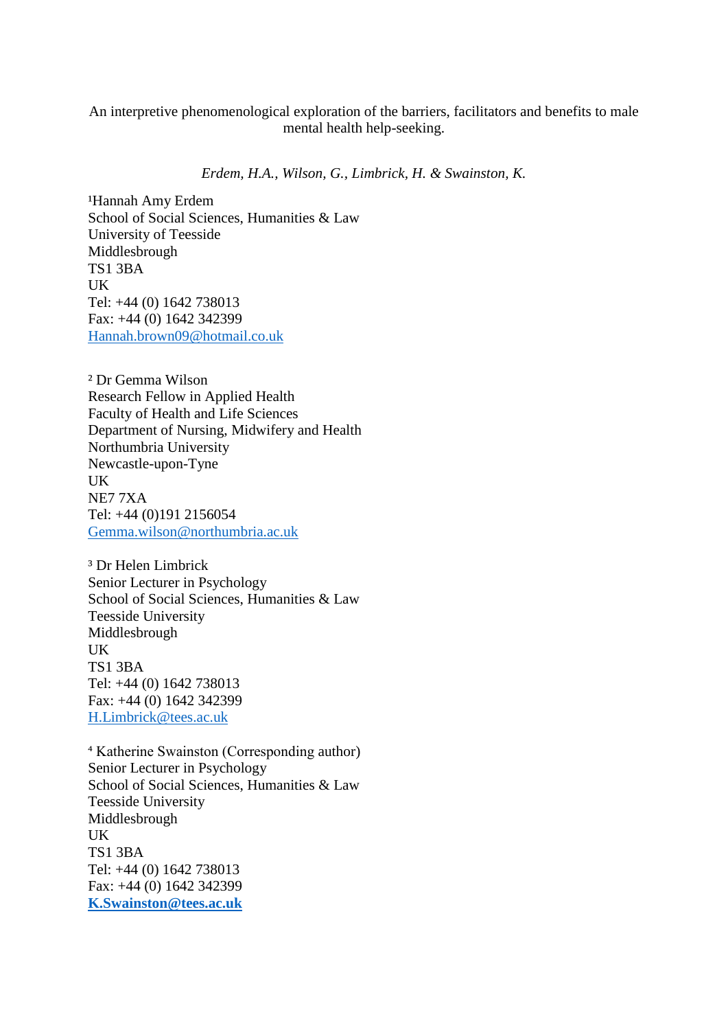An interpretive phenomenological exploration of the barriers, facilitators and benefits to male mental health help-seeking.

*Erdem, H.A., Wilson, G., Limbrick, H. & Swainston, K.*

[1]Hannah Amy Erdem  
School of Social Sciences, Humanities & Law  
University of Teesside  
Middlesbrough  
TS1 3BA  
UK  
Tel: +44 (0) 1642 738013  
Fax: +44 (0) 1642 342399  
Hannah.brown09@hotmail.co.uk

[2] Dr Gemma Wilson  
Research Fellow in Applied Health  
Faculty of Health and Life Sciences  
Department of Nursing, Midwifery and Health  
Northumbria University  
Newcastle-upon-Tyne  
UK  
NE7 7XA  
Tel: +44 (0)191 2156054  
Gemma.wilson@northumbria.ac.uk

[3] Dr Helen Limbrick  
Senior Lecturer in Psychology  
School of Social Sciences, Humanities & Law  
Teesside University  
Middlesbrough  
UK  
TS1 3BA  
Tel: +44 (0) 1642 738013  
Fax: +44 (0) 1642 342399  
H.Limbrick@tees.ac.uk

[4] Katherine Swainston (Corresponding author)  
Senior Lecturer in Psychology  
School of Social Sciences, Humanities & Law  
Teesside University  
Middlesbrough  
UK  
TS1 3BA  
Tel: +44 (0) 1642 738013  
Fax: +44 (0) 1642 342399  
**K.Swainston@tees.ac.uk**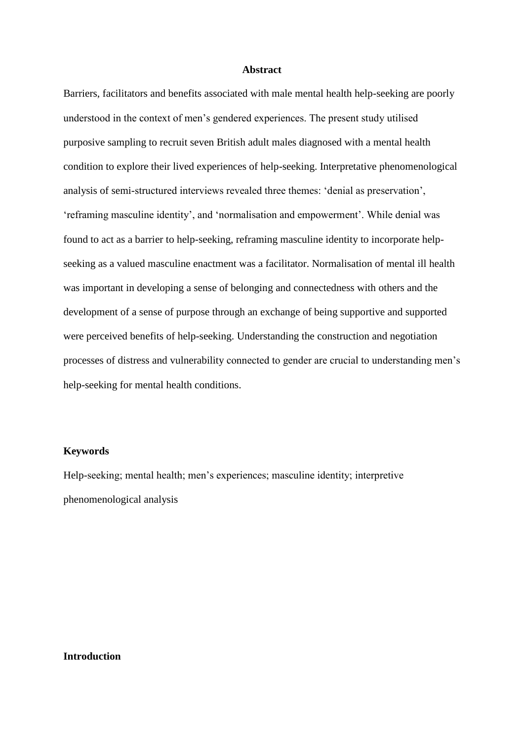## Abstract

Barriers, facilitators and benefits associated with male mental health help-seeking are poorly understood in the context of men's gendered experiences. The present study utilised purposive sampling to recruit seven British adult males diagnosed with a mental health condition to explore their lived experiences of help-seeking. Interpretative phenomenological analysis of semi-structured interviews revealed three themes: 'denial as preservation', 'reframing masculine identity', and 'normalisation and empowerment'. While denial was found to act as a barrier to help-seeking, reframing masculine identity to incorporate help-seeking as a valued masculine enactment was a facilitator. Normalisation of mental ill health was important in developing a sense of belonging and connectedness with others and the development of a sense of purpose through an exchange of being supportive and supported were perceived benefits of help-seeking. Understanding the construction and negotiation processes of distress and vulnerability connected to gender are crucial to understanding men's help-seeking for mental health conditions.

### Keywords

Help-seeking; mental health; men's experiences; masculine identity; interpretive phenomenological analysis

## Introduction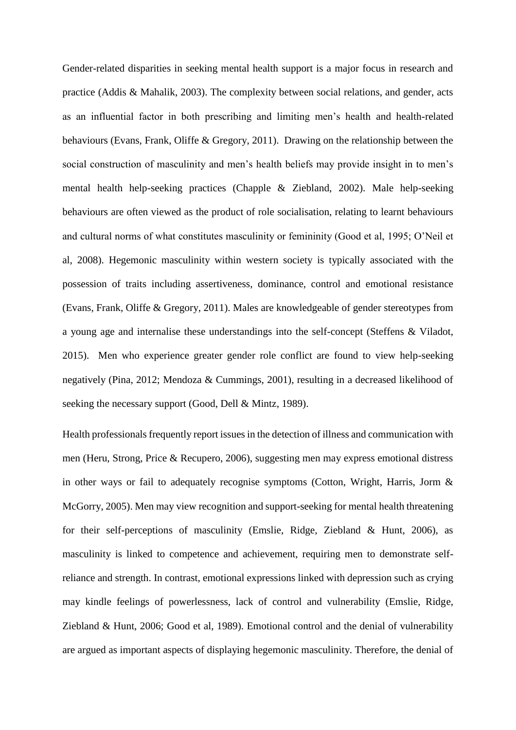Gender-related disparities in seeking mental health support is a major focus in research and practice (Addis & Mahalik, 2003). The complexity between social relations, and gender, acts as an influential factor in both prescribing and limiting men's health and health-related behaviours (Evans, Frank, Oliffe & Gregory, 2011). Drawing on the relationship between the social construction of masculinity and men's health beliefs may provide insight in to men's mental health help-seeking practices (Chapple & Ziebland, 2002). Male help-seeking behaviours are often viewed as the product of role socialisation, relating to learnt behaviours and cultural norms of what constitutes masculinity or femininity (Good et al, 1995; O'Neil et al, 2008). Hegemonic masculinity within western society is typically associated with the possession of traits including assertiveness, dominance, control and emotional resistance (Evans, Frank, Oliffe & Gregory, 2011). Males are knowledgeable of gender stereotypes from a young age and internalise these understandings into the self-concept (Steffens & Viladot, 2015). Men who experience greater gender role conflict are found to view help-seeking negatively (Pina, 2012; Mendoza & Cummings, 2001), resulting in a decreased likelihood of seeking the necessary support (Good, Dell & Mintz, 1989).

Health professionals frequently report issues in the detection of illness and communication with men (Heru, Strong, Price & Recupero, 2006), suggesting men may express emotional distress in other ways or fail to adequately recognise symptoms (Cotton, Wright, Harris, Jorm & McGorry, 2005). Men may view recognition and support-seeking for mental health threatening for their self-perceptions of masculinity (Emslie, Ridge, Ziebland & Hunt, 2006), as masculinity is linked to competence and achievement, requiring men to demonstrate self-reliance and strength. In contrast, emotional expressions linked with depression such as crying may kindle feelings of powerlessness, lack of control and vulnerability (Emslie, Ridge, Ziebland & Hunt, 2006; Good et al, 1989). Emotional control and the denial of vulnerability are argued as important aspects of displaying hegemonic masculinity. Therefore, the denial of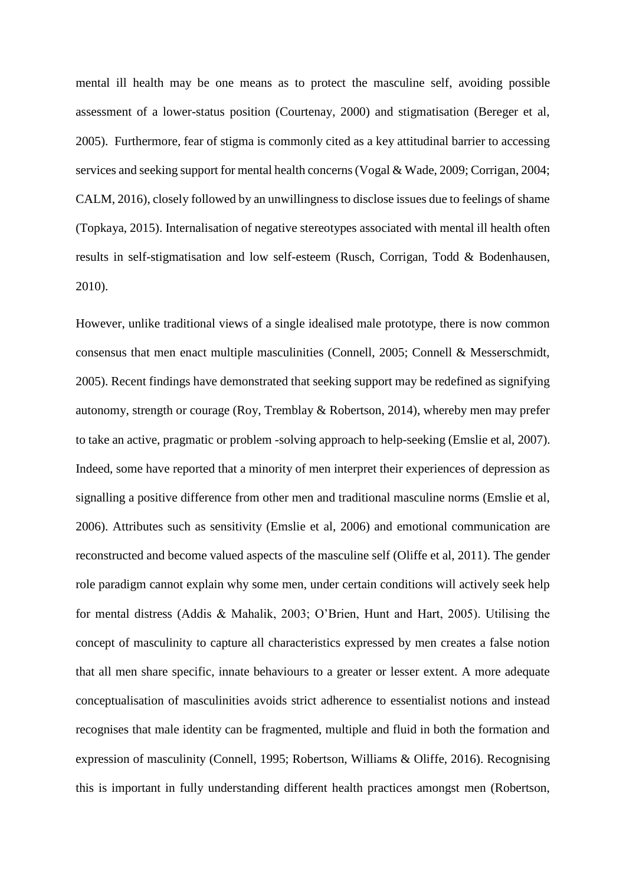mental ill health may be one means as to protect the masculine self, avoiding possible assessment of a lower-status position (Courtenay, 2000) and stigmatisation (Bereger et al, 2005). Furthermore, fear of stigma is commonly cited as a key attitudinal barrier to accessing services and seeking support for mental health concerns (Vogal & Wade, 2009; Corrigan, 2004; CALM, 2016), closely followed by an unwillingness to disclose issues due to feelings of shame (Topkaya, 2015). Internalisation of negative stereotypes associated with mental ill health often results in self-stigmatisation and low self-esteem (Rusch, Corrigan, Todd & Bodenhausen, 2010).

However, unlike traditional views of a single idealised male prototype, there is now common consensus that men enact multiple masculinities (Connell, 2005; Connell & Messerschmidt, 2005). Recent findings have demonstrated that seeking support may be redefined as signifying autonomy, strength or courage (Roy, Tremblay & Robertson, 2014), whereby men may prefer to take an active, pragmatic or problem -solving approach to help-seeking (Emslie et al, 2007). Indeed, some have reported that a minority of men interpret their experiences of depression as signalling a positive difference from other men and traditional masculine norms (Emslie et al, 2006). Attributes such as sensitivity (Emslie et al, 2006) and emotional communication are reconstructed and become valued aspects of the masculine self (Oliffe et al, 2011). The gender role paradigm cannot explain why some men, under certain conditions will actively seek help for mental distress (Addis & Mahalik, 2003; O'Brien, Hunt and Hart, 2005). Utilising the concept of masculinity to capture all characteristics expressed by men creates a false notion that all men share specific, innate behaviours to a greater or lesser extent. A more adequate conceptualisation of masculinities avoids strict adherence to essentialist notions and instead recognises that male identity can be fragmented, multiple and fluid in both the formation and expression of masculinity (Connell, 1995; Robertson, Williams & Oliffe, 2016). Recognising this is important in fully understanding different health practices amongst men (Robertson,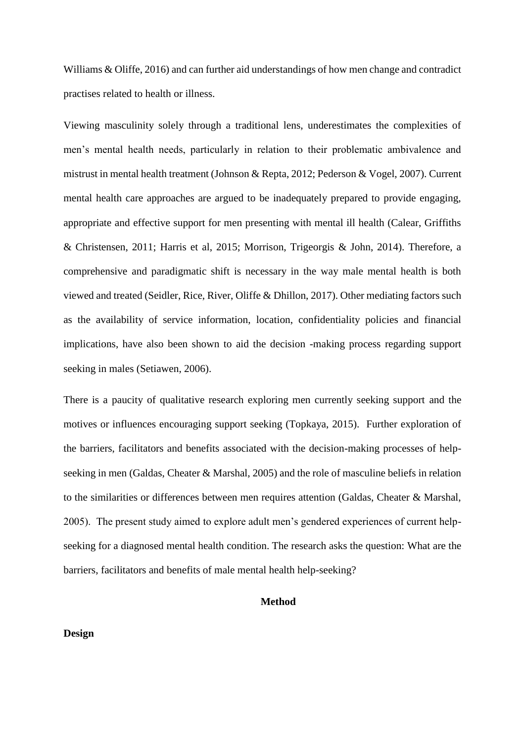Williams & Oliffe, 2016) and can further aid understandings of how men change and contradict practises related to health or illness.

Viewing masculinity solely through a traditional lens, underestimates the complexities of men's mental health needs, particularly in relation to their problematic ambivalence and mistrust in mental health treatment (Johnson & Repta, 2012; Pederson & Vogel, 2007). Current mental health care approaches are argued to be inadequately prepared to provide engaging, appropriate and effective support for men presenting with mental ill health (Calear, Griffiths & Christensen, 2011; Harris et al, 2015; Morrison, Trigeorgis & John, 2014). Therefore, a comprehensive and paradigmatic shift is necessary in the way male mental health is both viewed and treated (Seidler, Rice, River, Oliffe & Dhillon, 2017). Other mediating factors such as the availability of service information, location, confidentiality policies and financial implications, have also been shown to aid the decision -making process regarding support seeking in males (Setiawen, 2006).

There is a paucity of qualitative research exploring men currently seeking support and the motives or influences encouraging support seeking (Topkaya, 2015). Further exploration of the barriers, facilitators and benefits associated with the decision-making processes of help-seeking in men (Galdas, Cheater & Marshal, 2005) and the role of masculine beliefs in relation to the similarities or differences between men requires attention (Galdas, Cheater & Marshal, 2005). The present study aimed to explore adult men's gendered experiences of current help-seeking for a diagnosed mental health condition. The research asks the question: What are the barriers, facilitators and benefits of male mental health help-seeking?

## Method

### Design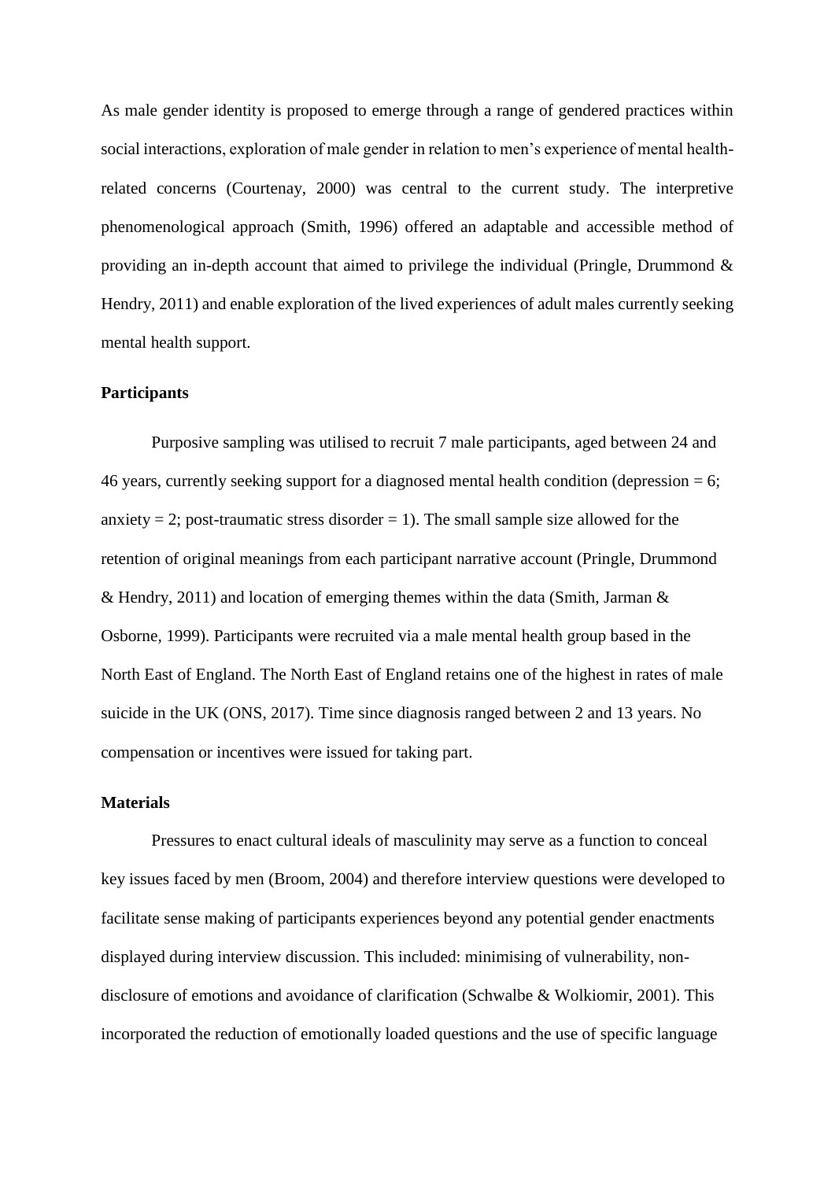As male gender identity is proposed to emerge through a range of gendered practices within social interactions, exploration of male gender in relation to men's experience of mental health-related concerns (Courtenay, 2000) was central to the current study. The interpretive phenomenological approach (Smith, 1996) offered an adaptable and accessible method of providing an in-depth account that aimed to privilege the individual (Pringle, Drummond & Hendry, 2011) and enable exploration of the lived experiences of adult males currently seeking mental health support.

**Participants**

Purposive sampling was utilised to recruit 7 male participants, aged between 24 and 46 years, currently seeking support for a diagnosed mental health condition (depression = 6; anxiety = 2; post-traumatic stress disorder = 1). The small sample size allowed for the retention of original meanings from each participant narrative account (Pringle, Drummond & Hendry, 2011) and location of emerging themes within the data (Smith, Jarman & Osborne, 1999). Participants were recruited via a male mental health group based in the North East of England. The North East of England retains one of the highest in rates of male suicide in the UK (ONS, 2017). Time since diagnosis ranged between 2 and 13 years. No compensation or incentives were issued for taking part.

**Materials**

Pressures to enact cultural ideals of masculinity may serve as a function to conceal key issues faced by men (Broom, 2004) and therefore interview questions were developed to facilitate sense making of participants experiences beyond any potential gender enactments displayed during interview discussion. This included: minimising of vulnerability, non-disclosure of emotions and avoidance of clarification (Schwalbe & Wolkiomir, 2001). This incorporated the reduction of emotionally loaded questions and the use of specific language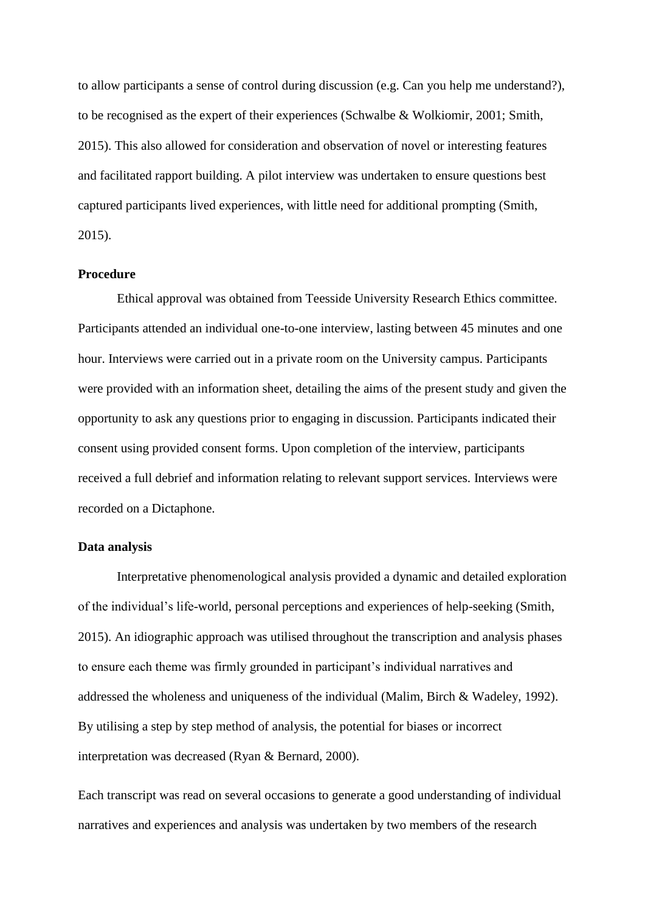to allow participants a sense of control during discussion (e.g. Can you help me understand?), to be recognised as the expert of their experiences (Schwalbe & Wolkiomir, 2001; Smith, 2015). This also allowed for consideration and observation of novel or interesting features and facilitated rapport building. A pilot interview was undertaken to ensure questions best captured participants lived experiences, with little need for additional prompting (Smith, 2015).

**Procedure**

Ethical approval was obtained from Teesside University Research Ethics committee. Participants attended an individual one-to-one interview, lasting between 45 minutes and one hour. Interviews were carried out in a private room on the University campus. Participants were provided with an information sheet, detailing the aims of the present study and given the opportunity to ask any questions prior to engaging in discussion. Participants indicated their consent using provided consent forms. Upon completion of the interview, participants received a full debrief and information relating to relevant support services. Interviews were recorded on a Dictaphone.

**Data analysis**

Interpretative phenomenological analysis provided a dynamic and detailed exploration of the individual's life-world, personal perceptions and experiences of help-seeking (Smith, 2015). An idiographic approach was utilised throughout the transcription and analysis phases to ensure each theme was firmly grounded in participant's individual narratives and addressed the wholeness and uniqueness of the individual (Malim, Birch & Wadeley, 1992). By utilising a step by step method of analysis, the potential for biases or incorrect interpretation was decreased (Ryan & Bernard, 2000).

Each transcript was read on several occasions to generate a good understanding of individual narratives and experiences and analysis was undertaken by two members of the research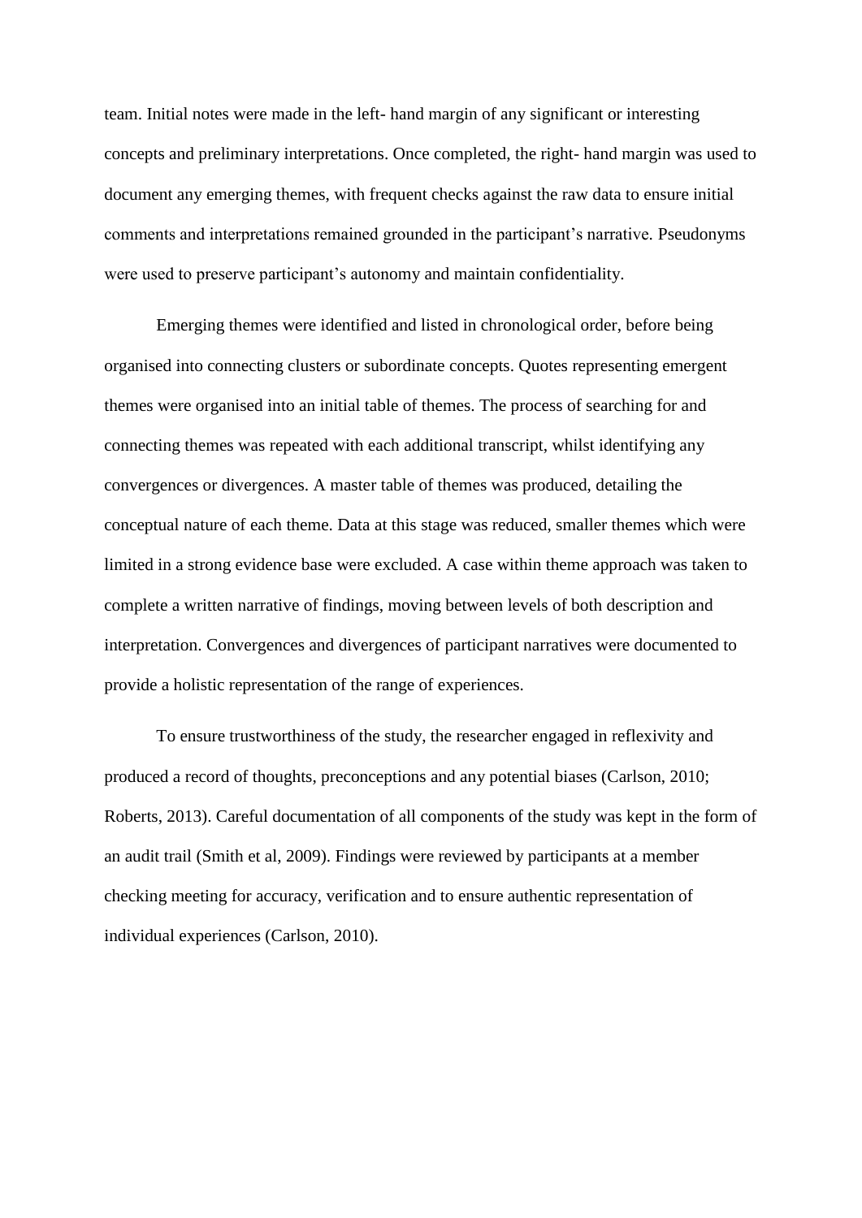team. Initial notes were made in the left- hand margin of any significant or interesting concepts and preliminary interpretations. Once completed, the right- hand margin was used to document any emerging themes, with frequent checks against the raw data to ensure initial comments and interpretations remained grounded in the participant's narrative. Pseudonyms were used to preserve participant's autonomy and maintain confidentiality.

Emerging themes were identified and listed in chronological order, before being organised into connecting clusters or subordinate concepts. Quotes representing emergent themes were organised into an initial table of themes. The process of searching for and connecting themes was repeated with each additional transcript, whilst identifying any convergences or divergences. A master table of themes was produced, detailing the conceptual nature of each theme. Data at this stage was reduced, smaller themes which were limited in a strong evidence base were excluded. A case within theme approach was taken to complete a written narrative of findings, moving between levels of both description and interpretation. Convergences and divergences of participant narratives were documented to provide a holistic representation of the range of experiences.

To ensure trustworthiness of the study, the researcher engaged in reflexivity and produced a record of thoughts, preconceptions and any potential biases (Carlson, 2010; Roberts, 2013). Careful documentation of all components of the study was kept in the form of an audit trail (Smith et al, 2009). Findings were reviewed by participants at a member checking meeting for accuracy, verification and to ensure authentic representation of individual experiences (Carlson, 2010).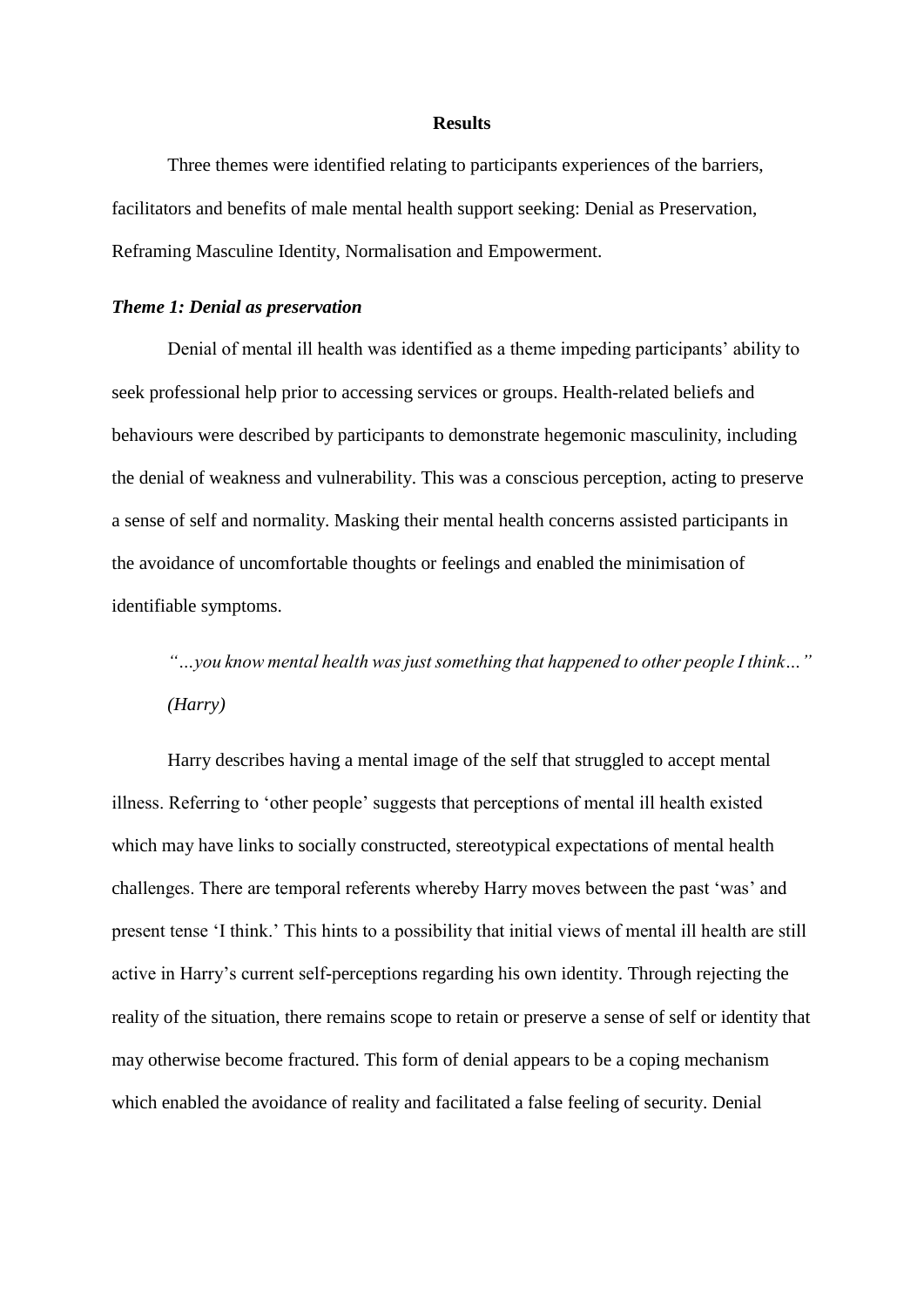## Results

Three themes were identified relating to participants experiences of the barriers, facilitators and benefits of male mental health support seeking: Denial as Preservation, Reframing Masculine Identity, Normalisation and Empowerment.

### *Theme 1: Denial as preservation*

Denial of mental ill health was identified as a theme impeding participants' ability to seek professional help prior to accessing services or groups. Health-related beliefs and behaviours were described by participants to demonstrate hegemonic masculinity, including the denial of weakness and vulnerability. This was a conscious perception, acting to preserve a sense of self and normality. Masking their mental health concerns assisted participants in the avoidance of uncomfortable thoughts or feelings and enabled the minimisation of identifiable symptoms.

> *"…you know mental health was just something that happened to other people I think…" (Harry)*

Harry describes having a mental image of the self that struggled to accept mental illness. Referring to 'other people' suggests that perceptions of mental ill health existed which may have links to socially constructed, stereotypical expectations of mental health challenges. There are temporal referents whereby Harry moves between the past 'was' and present tense 'I think.' This hints to a possibility that initial views of mental ill health are still active in Harry's current self-perceptions regarding his own identity. Through rejecting the reality of the situation, there remains scope to retain or preserve a sense of self or identity that may otherwise become fractured. This form of denial appears to be a coping mechanism which enabled the avoidance of reality and facilitated a false feeling of security. Denial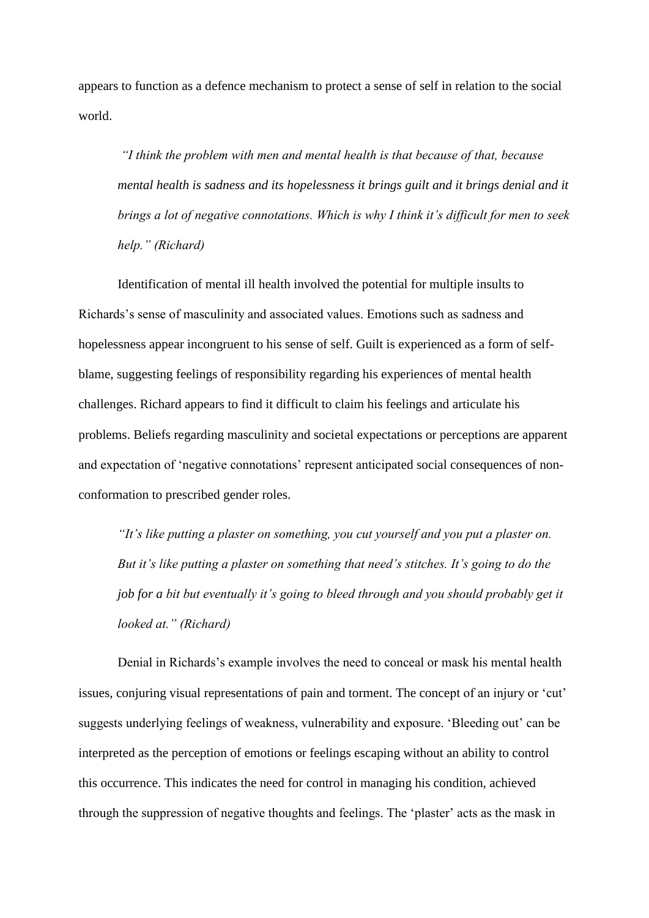appears to function as a defence mechanism to protect a sense of self in relation to the social world.

> *"I think the problem with men and mental health is that because of that, because mental health is sadness and its hopelessness it brings guilt and it brings denial and it brings a lot of negative connotations. Which is why I think it's difficult for men to seek help." (Richard)*

Identification of mental ill health involved the potential for multiple insults to Richards's sense of masculinity and associated values. Emotions such as sadness and hopelessness appear incongruent to his sense of self. Guilt is experienced as a form of self-blame, suggesting feelings of responsibility regarding his experiences of mental health challenges. Richard appears to find it difficult to claim his feelings and articulate his problems. Beliefs regarding masculinity and societal expectations or perceptions are apparent and expectation of 'negative connotations' represent anticipated social consequences of non-conformation to prescribed gender roles.

> *"It's like putting a plaster on something, you cut yourself and you put a plaster on. But it's like putting a plaster on something that need's stitches. It's going to do the job for a bit but eventually it's going to bleed through and you should probably get it looked at." (Richard)*

Denial in Richards's example involves the need to conceal or mask his mental health issues, conjuring visual representations of pain and torment. The concept of an injury or 'cut' suggests underlying feelings of weakness, vulnerability and exposure. 'Bleeding out' can be interpreted as the perception of emotions or feelings escaping without an ability to control this occurrence. This indicates the need for control in managing his condition, achieved through the suppression of negative thoughts and feelings. The 'plaster' acts as the mask in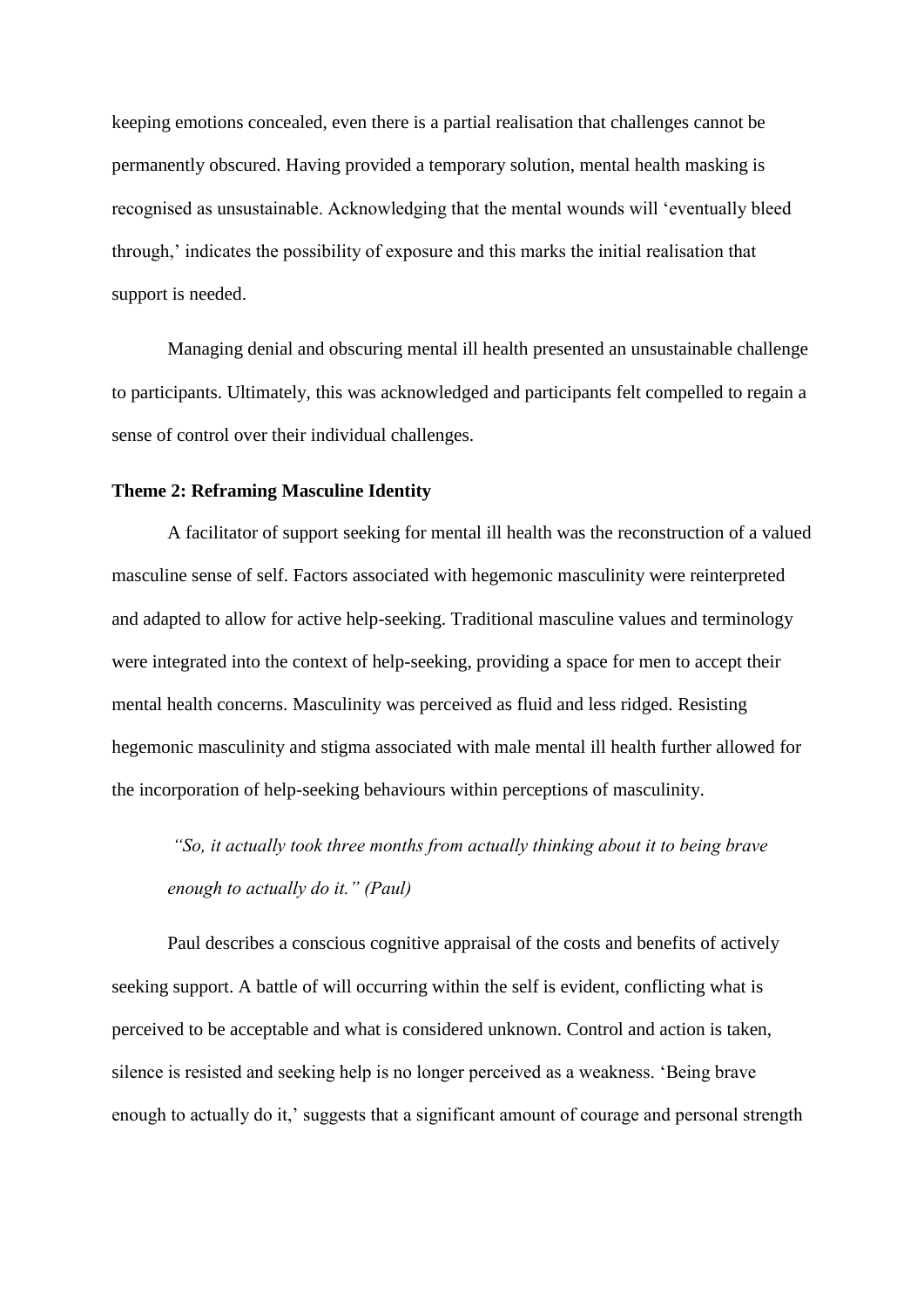keeping emotions concealed, even there is a partial realisation that challenges cannot be permanently obscured. Having provided a temporary solution, mental health masking is recognised as unsustainable. Acknowledging that the mental wounds will 'eventually bleed through,' indicates the possibility of exposure and this marks the initial realisation that support is needed.

Managing denial and obscuring mental ill health presented an unsustainable challenge to participants. Ultimately, this was acknowledged and participants felt compelled to regain a sense of control over their individual challenges.

**Theme 2: Reframing Masculine Identity**

A facilitator of support seeking for mental ill health was the reconstruction of a valued masculine sense of self. Factors associated with hegemonic masculinity were reinterpreted and adapted to allow for active help-seeking. Traditional masculine values and terminology were integrated into the context of help-seeking, providing a space for men to accept their mental health concerns. Masculinity was perceived as fluid and less ridged. Resisting hegemonic masculinity and stigma associated with male mental ill health further allowed for the incorporation of help-seeking behaviours within perceptions of masculinity.

> *"So, it actually took three months from actually thinking about it to being brave enough to actually do it." (Paul)*

Paul describes a conscious cognitive appraisal of the costs and benefits of actively seeking support. A battle of will occurring within the self is evident, conflicting what is perceived to be acceptable and what is considered unknown. Control and action is taken, silence is resisted and seeking help is no longer perceived as a weakness. 'Being brave enough to actually do it,' suggests that a significant amount of courage and personal strength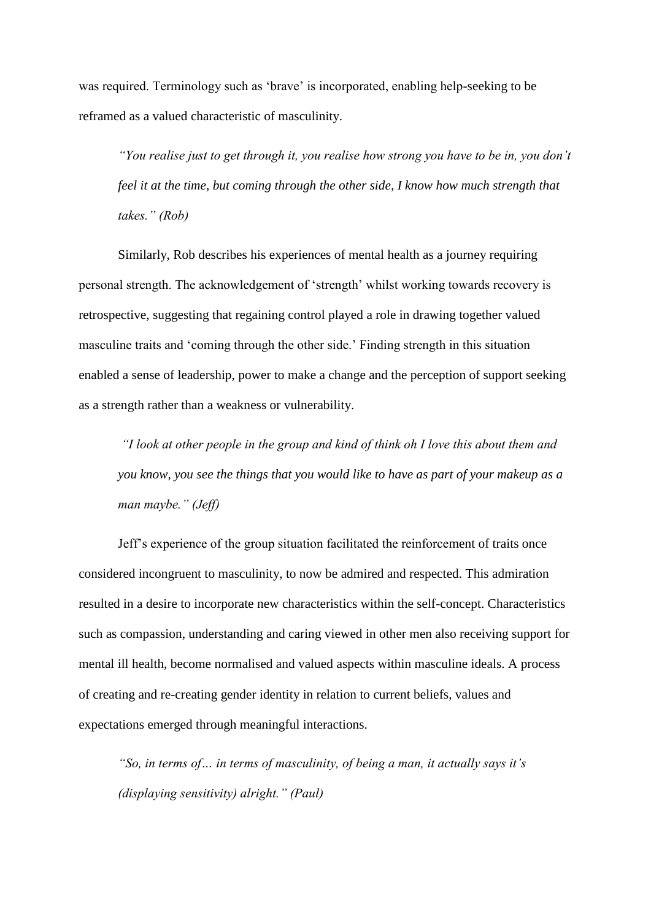was required. Terminology such as 'brave' is incorporated, enabling help-seeking to be reframed as a valued characteristic of masculinity.

> *"You realise just to get through it, you realise how strong you have to be in, you don't feel it at the time, but coming through the other side, I know how much strength that takes." (Rob)*

Similarly, Rob describes his experiences of mental health as a journey requiring personal strength. The acknowledgement of 'strength' whilst working towards recovery is retrospective, suggesting that regaining control played a role in drawing together valued masculine traits and 'coming through the other side.' Finding strength in this situation enabled a sense of leadership, power to make a change and the perception of support seeking as a strength rather than a weakness or vulnerability.

> *"I look at other people in the group and kind of think oh I love this about them and you know, you see the things that you would like to have as part of your makeup as a man maybe." (Jeff)*

Jeff's experience of the group situation facilitated the reinforcement of traits once considered incongruent to masculinity, to now be admired and respected. This admiration resulted in a desire to incorporate new characteristics within the self-concept. Characteristics such as compassion, understanding and caring viewed in other men also receiving support for mental ill health, become normalised and valued aspects within masculine ideals. A process of creating and re-creating gender identity in relation to current beliefs, values and expectations emerged through meaningful interactions.

> *"So, in terms of… in terms of masculinity, of being a man, it actually says it's (displaying sensitivity) alright." (Paul)*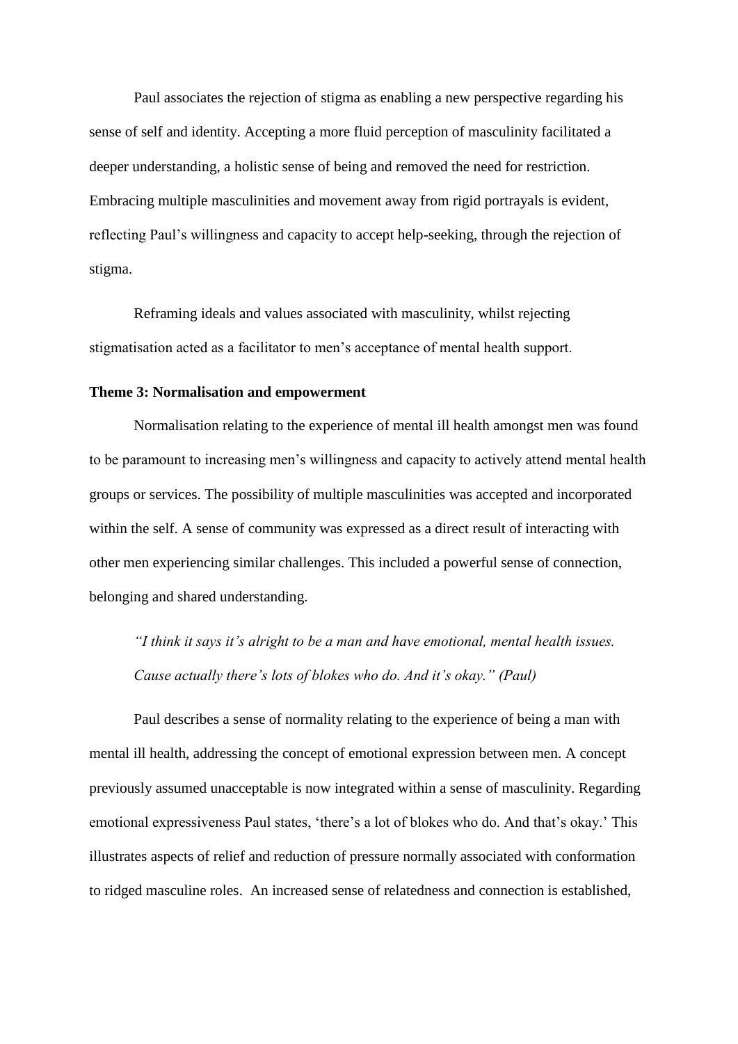Paul associates the rejection of stigma as enabling a new perspective regarding his sense of self and identity. Accepting a more fluid perception of masculinity facilitated a deeper understanding, a holistic sense of being and removed the need for restriction. Embracing multiple masculinities and movement away from rigid portrayals is evident, reflecting Paul's willingness and capacity to accept help-seeking, through the rejection of stigma.

Reframing ideals and values associated with masculinity, whilst rejecting stigmatisation acted as a facilitator to men's acceptance of mental health support.

**Theme 3: Normalisation and empowerment**

Normalisation relating to the experience of mental ill health amongst men was found to be paramount to increasing men's willingness and capacity to actively attend mental health groups or services. The possibility of multiple masculinities was accepted and incorporated within the self. A sense of community was expressed as a direct result of interacting with other men experiencing similar challenges. This included a powerful sense of connection, belonging and shared understanding.

> *"I think it says it's alright to be a man and have emotional, mental health issues. Cause actually there's lots of blokes who do. And it's okay." (Paul)*

Paul describes a sense of normality relating to the experience of being a man with mental ill health, addressing the concept of emotional expression between men. A concept previously assumed unacceptable is now integrated within a sense of masculinity. Regarding emotional expressiveness Paul states, 'there's a lot of blokes who do. And that's okay.' This illustrates aspects of relief and reduction of pressure normally associated with conformation to ridged masculine roles. An increased sense of relatedness and connection is established,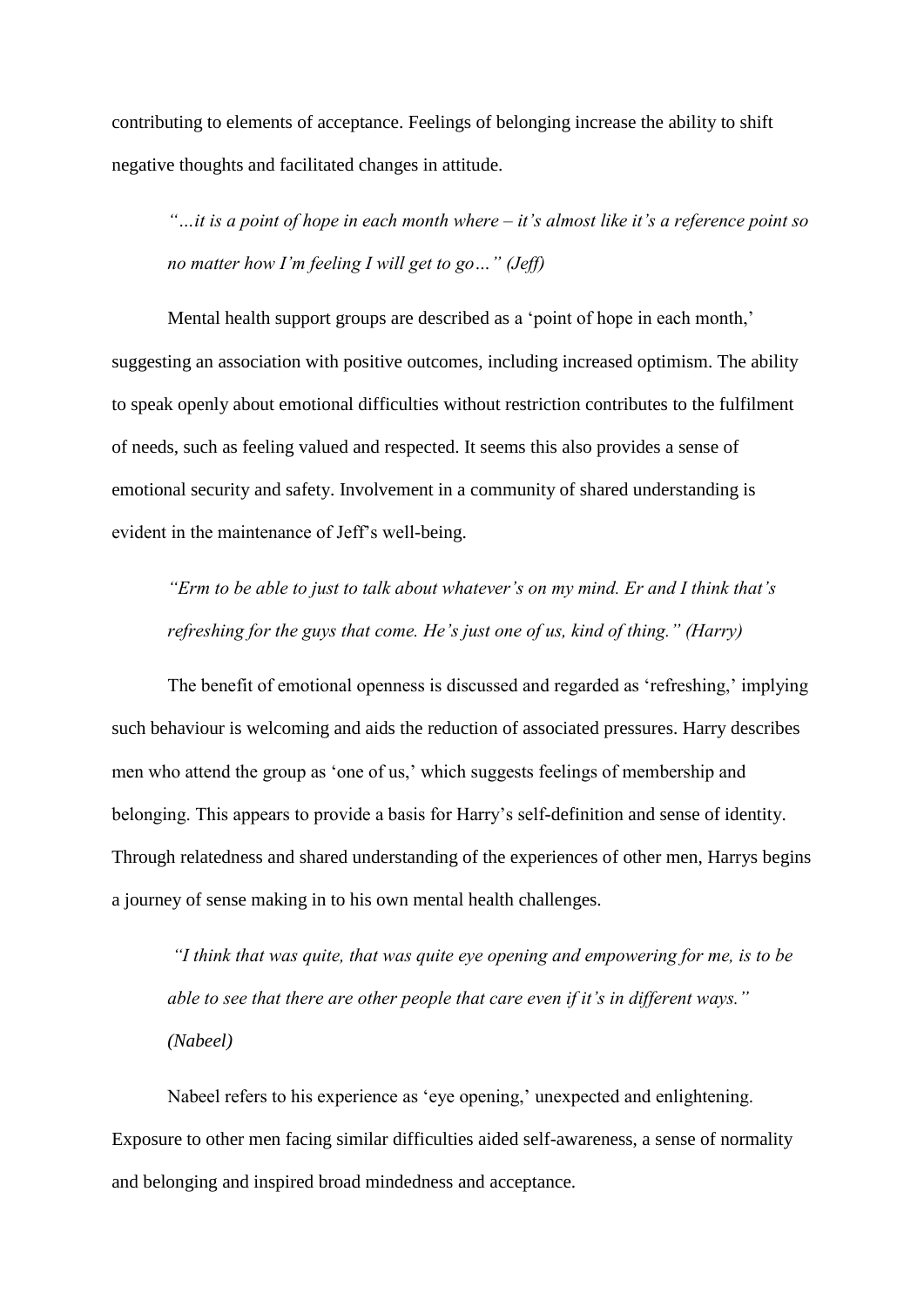contributing to elements of acceptance. Feelings of belonging increase the ability to shift negative thoughts and facilitated changes in attitude.

> *"…it is a point of hope in each month where – it's almost like it's a reference point so no matter how I'm feeling I will get to go…" (Jeff)*

Mental health support groups are described as a 'point of hope in each month,' suggesting an association with positive outcomes, including increased optimism. The ability to speak openly about emotional difficulties without restriction contributes to the fulfilment of needs, such as feeling valued and respected. It seems this also provides a sense of emotional security and safety. Involvement in a community of shared understanding is evident in the maintenance of Jeff's well-being.

> *"Erm to be able to just to talk about whatever's on my mind. Er and I think that's refreshing for the guys that come. He's just one of us, kind of thing." (Harry)*

The benefit of emotional openness is discussed and regarded as 'refreshing,' implying such behaviour is welcoming and aids the reduction of associated pressures. Harry describes men who attend the group as 'one of us,' which suggests feelings of membership and belonging. This appears to provide a basis for Harry's self-definition and sense of identity. Through relatedness and shared understanding of the experiences of other men, Harrys begins a journey of sense making in to his own mental health challenges.

> *"I think that was quite, that was quite eye opening and empowering for me, is to be able to see that there are other people that care even if it's in different ways." (Nabeel)*

Nabeel refers to his experience as 'eye opening,' unexpected and enlightening. Exposure to other men facing similar difficulties aided self-awareness, a sense of normality and belonging and inspired broad mindedness and acceptance.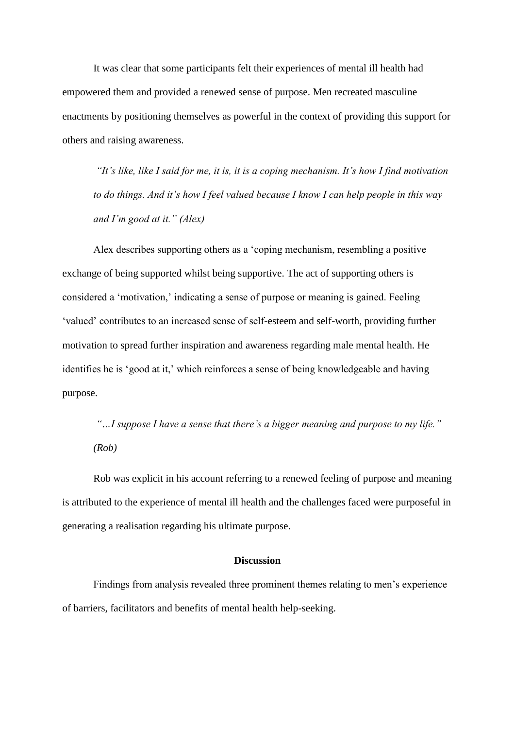It was clear that some participants felt their experiences of mental ill health had empowered them and provided a renewed sense of purpose. Men recreated masculine enactments by positioning themselves as powerful in the context of providing this support for others and raising awareness.

> *"It's like, like I said for me, it is, it is a coping mechanism. It's how I find motivation to do things. And it's how I feel valued because I know I can help people in this way and I'm good at it." (Alex)*

Alex describes supporting others as a 'coping mechanism, resembling a positive exchange of being supported whilst being supportive. The act of supporting others is considered a 'motivation,' indicating a sense of purpose or meaning is gained. Feeling 'valued' contributes to an increased sense of self-esteem and self-worth, providing further motivation to spread further inspiration and awareness regarding male mental health. He identifies he is 'good at it,' which reinforces a sense of being knowledgeable and having purpose.

> *"…I suppose I have a sense that there's a bigger meaning and purpose to my life." (Rob)*

Rob was explicit in his account referring to a renewed feeling of purpose and meaning is attributed to the experience of mental ill health and the challenges faced were purposeful in generating a realisation regarding his ultimate purpose.

## Discussion

Findings from analysis revealed three prominent themes relating to men's experience of barriers, facilitators and benefits of mental health help-seeking.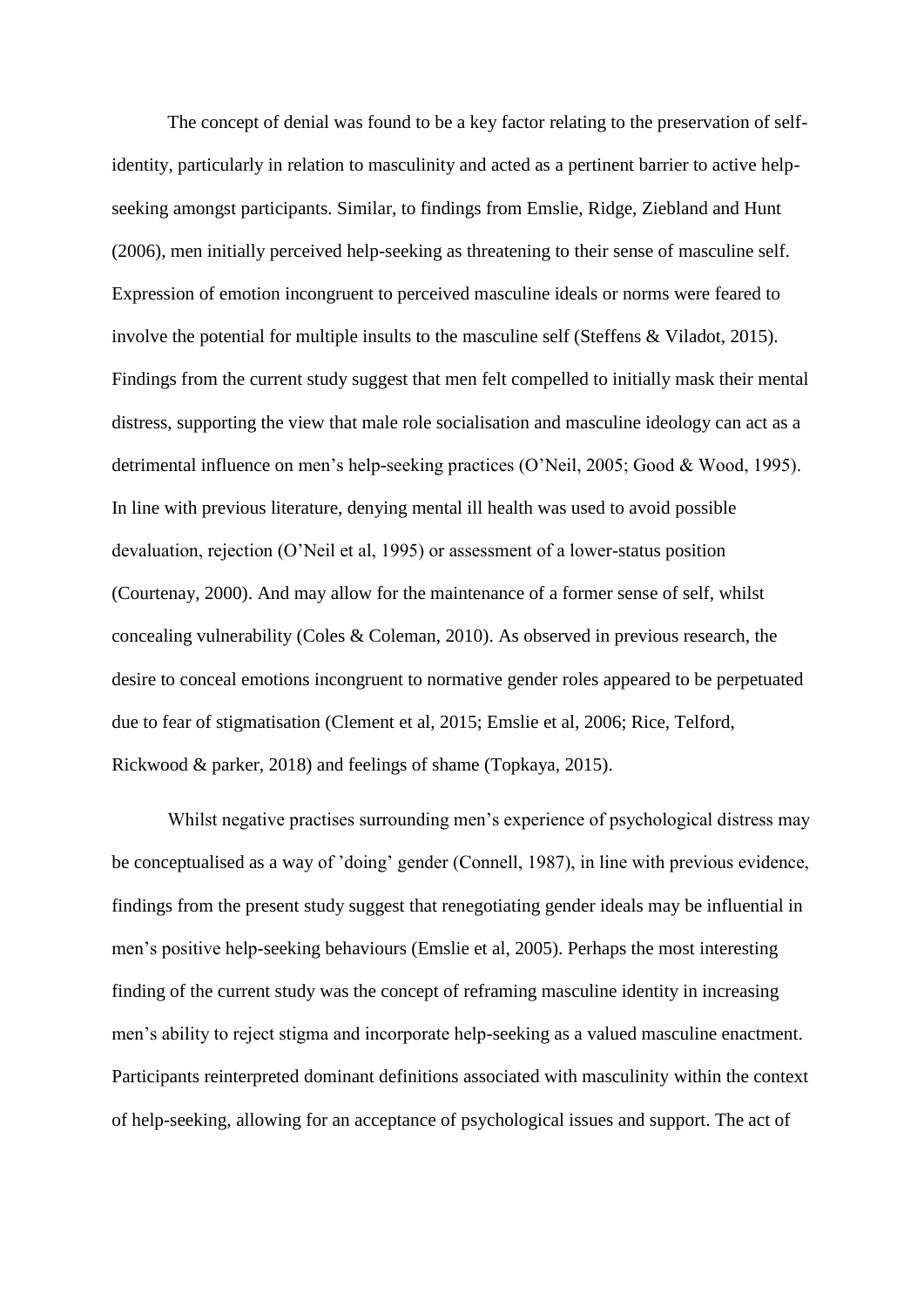The concept of denial was found to be a key factor relating to the preservation of self-identity, particularly in relation to masculinity and acted as a pertinent barrier to active help-seeking amongst participants. Similar, to findings from Emslie, Ridge, Ziebland and Hunt (2006), men initially perceived help-seeking as threatening to their sense of masculine self. Expression of emotion incongruent to perceived masculine ideals or norms were feared to involve the potential for multiple insults to the masculine self (Steffens & Viladot, 2015). Findings from the current study suggest that men felt compelled to initially mask their mental distress, supporting the view that male role socialisation and masculine ideology can act as a detrimental influence on men's help-seeking practices (O'Neil, 2005; Good & Wood, 1995). In line with previous literature, denying mental ill health was used to avoid possible devaluation, rejection (O'Neil et al, 1995) or assessment of a lower-status position (Courtenay, 2000). And may allow for the maintenance of a former sense of self, whilst concealing vulnerability (Coles & Coleman, 2010). As observed in previous research, the desire to conceal emotions incongruent to normative gender roles appeared to be perpetuated due to fear of stigmatisation (Clement et al, 2015; Emslie et al, 2006; Rice, Telford, Rickwood & parker, 2018) and feelings of shame (Topkaya, 2015).

Whilst negative practises surrounding men's experience of psychological distress may be conceptualised as a way of 'doing' gender (Connell, 1987), in line with previous evidence, findings from the present study suggest that renegotiating gender ideals may be influential in men's positive help-seeking behaviours (Emslie et al, 2005). Perhaps the most interesting finding of the current study was the concept of reframing masculine identity in increasing men's ability to reject stigma and incorporate help-seeking as a valued masculine enactment. Participants reinterpreted dominant definitions associated with masculinity within the context of help-seeking, allowing for an acceptance of psychological issues and support. The act of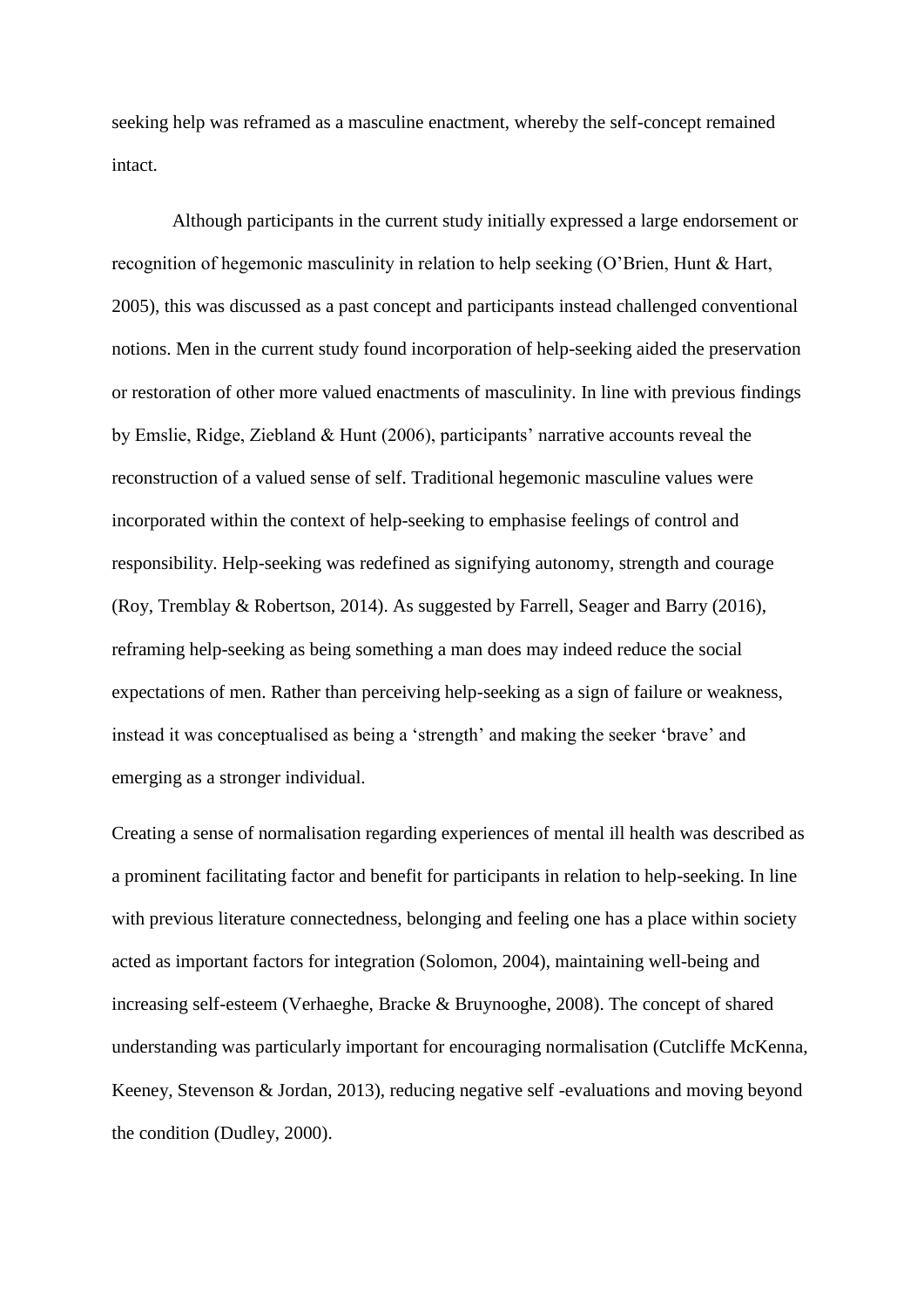seeking help was reframed as a masculine enactment, whereby the self-concept remained intact.

Although participants in the current study initially expressed a large endorsement or recognition of hegemonic masculinity in relation to help seeking (O'Brien, Hunt & Hart, 2005), this was discussed as a past concept and participants instead challenged conventional notions. Men in the current study found incorporation of help-seeking aided the preservation or restoration of other more valued enactments of masculinity. In line with previous findings by Emslie, Ridge, Ziebland & Hunt (2006), participants' narrative accounts reveal the reconstruction of a valued sense of self. Traditional hegemonic masculine values were incorporated within the context of help-seeking to emphasise feelings of control and responsibility. Help-seeking was redefined as signifying autonomy, strength and courage (Roy, Tremblay & Robertson, 2014). As suggested by Farrell, Seager and Barry (2016), reframing help-seeking as being something a man does may indeed reduce the social expectations of men. Rather than perceiving help-seeking as a sign of failure or weakness, instead it was conceptualised as being a 'strength' and making the seeker 'brave' and emerging as a stronger individual.

Creating a sense of normalisation regarding experiences of mental ill health was described as a prominent facilitating factor and benefit for participants in relation to help-seeking. In line with previous literature connectedness, belonging and feeling one has a place within society acted as important factors for integration (Solomon, 2004), maintaining well-being and increasing self-esteem (Verhaeghe, Bracke & Bruynooghe, 2008). The concept of shared understanding was particularly important for encouraging normalisation (Cutcliffe McKenna, Keeney, Stevenson & Jordan, 2013), reducing negative self -evaluations and moving beyond the condition (Dudley, 2000).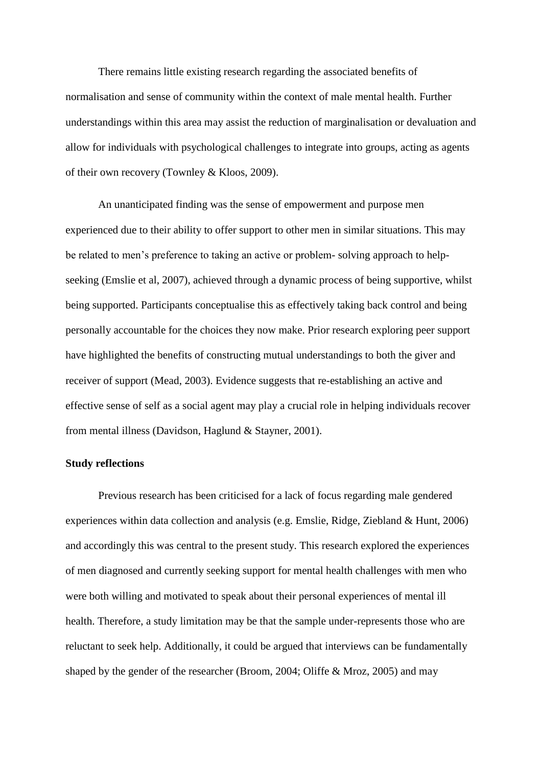There remains little existing research regarding the associated benefits of normalisation and sense of community within the context of male mental health. Further understandings within this area may assist the reduction of marginalisation or devaluation and allow for individuals with psychological challenges to integrate into groups, acting as agents of their own recovery (Townley & Kloos, 2009).

An unanticipated finding was the sense of empowerment and purpose men experienced due to their ability to offer support to other men in similar situations. This may be related to men's preference to taking an active or problem- solving approach to help-seeking (Emslie et al, 2007), achieved through a dynamic process of being supportive, whilst being supported. Participants conceptualise this as effectively taking back control and being personally accountable for the choices they now make. Prior research exploring peer support have highlighted the benefits of constructing mutual understandings to both the giver and receiver of support (Mead, 2003). Evidence suggests that re-establishing an active and effective sense of self as a social agent may play a crucial role in helping individuals recover from mental illness (Davidson, Haglund & Stayner, 2001).

**Study reflections**

Previous research has been criticised for a lack of focus regarding male gendered experiences within data collection and analysis (e.g. Emslie, Ridge, Ziebland & Hunt, 2006) and accordingly this was central to the present study. This research explored the experiences of men diagnosed and currently seeking support for mental health challenges with men who were both willing and motivated to speak about their personal experiences of mental ill health. Therefore, a study limitation may be that the sample under-represents those who are reluctant to seek help. Additionally, it could be argued that interviews can be fundamentally shaped by the gender of the researcher (Broom, 2004; Oliffe & Mroz, 2005) and may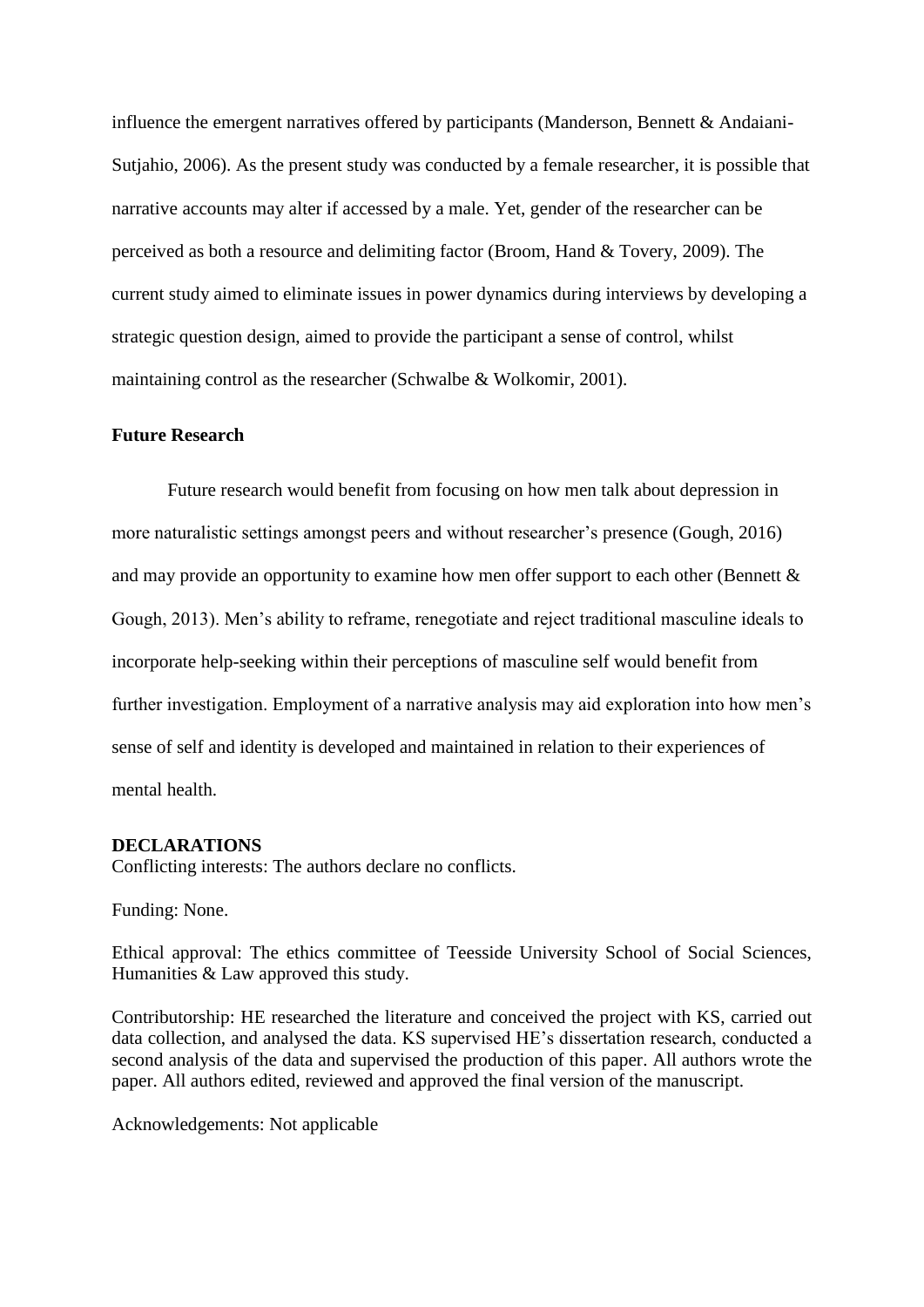influence the emergent narratives offered by participants (Manderson, Bennett & Andaiani-Sutjahio, 2006). As the present study was conducted by a female researcher, it is possible that narrative accounts may alter if accessed by a male. Yet, gender of the researcher can be perceived as both a resource and delimiting factor (Broom, Hand & Tovery, 2009). The current study aimed to eliminate issues in power dynamics during interviews by developing a strategic question design, aimed to provide the participant a sense of control, whilst maintaining control as the researcher (Schwalbe & Wolkomir, 2001).

### Future Research

Future research would benefit from focusing on how men talk about depression in more naturalistic settings amongst peers and without researcher's presence (Gough, 2016) and may provide an opportunity to examine how men offer support to each other (Bennett & Gough, 2013). Men's ability to reframe, renegotiate and reject traditional masculine ideals to incorporate help-seeking within their perceptions of masculine self would benefit from further investigation. Employment of a narrative analysis may aid exploration into how men's sense of self and identity is developed and maintained in relation to their experiences of mental health.

### DECLARATIONS

Conflicting interests: The authors declare no conflicts.

Funding: None.

Ethical approval: The ethics committee of Teesside University School of Social Sciences, Humanities & Law approved this study.

Contributorship: HE researched the literature and conceived the project with KS, carried out data collection, and analysed the data. KS supervised HE's dissertation research, conducted a second analysis of the data and supervised the production of this paper. All authors wrote the paper. All authors edited, reviewed and approved the final version of the manuscript.

Acknowledgements: Not applicable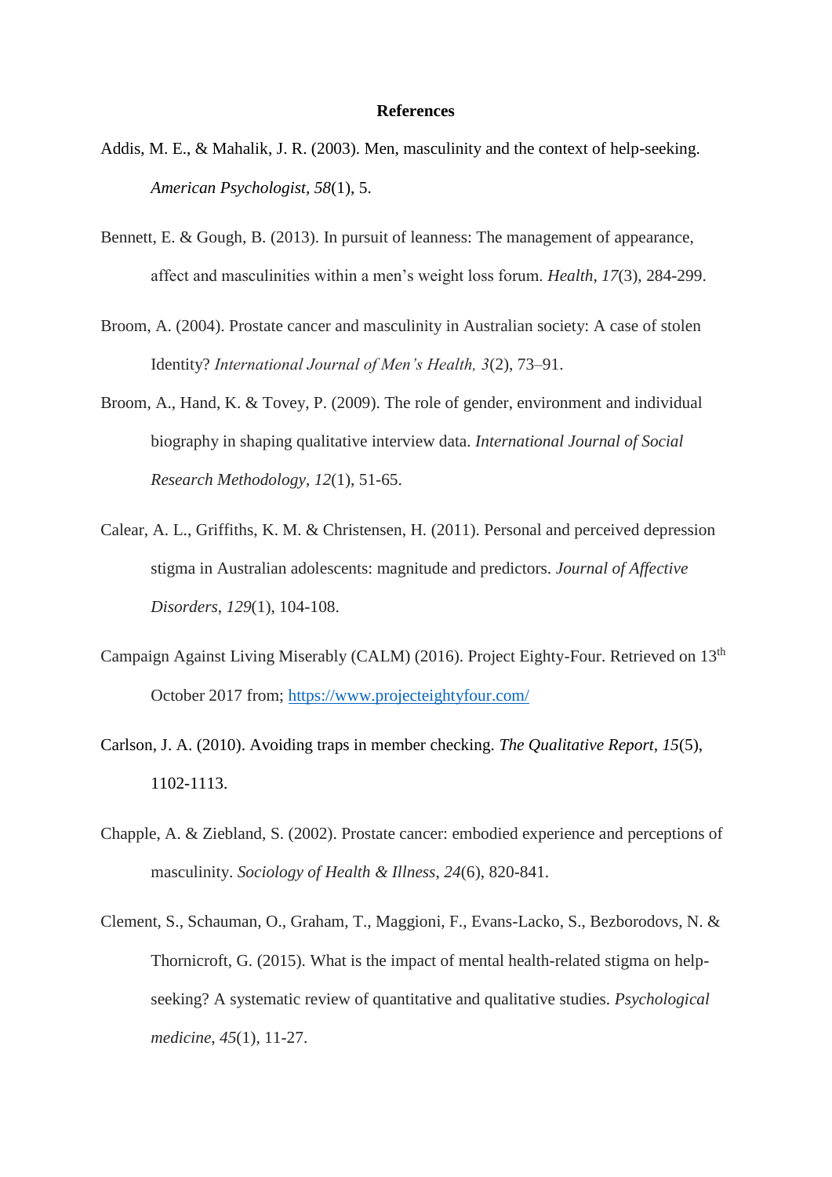**References**

Addis, M. E., & Mahalik, J. R. (2003). Men, masculinity and the context of help-seeking. *American Psychologist*, *58*(1), 5.

Bennett, E. & Gough, B. (2013). In pursuit of leanness: The management of appearance, affect and masculinities within a men's weight loss forum. *Health*, *17*(3), 284-299.

Broom, A. (2004). Prostate cancer and masculinity in Australian society: A case of stolen Identity? *International Journal of Men's Health, 3*(2), 73–91.

Broom, A., Hand, K. & Tovey, P. (2009). The role of gender, environment and individual biography in shaping qualitative interview data. *International Journal of Social Research Methodology*, *12*(1), 51-65.

Calear, A. L., Griffiths, K. M. & Christensen, H. (2011). Personal and perceived depression stigma in Australian adolescents: magnitude and predictors. *Journal of Affective Disorders*, *129*(1), 104-108.

Campaign Against Living Miserably (CALM) (2016). Project Eighty-Four. Retrieved on 13th October 2017 from; https://www.projecteightyfour.com/

Carlson, J. A. (2010). Avoiding traps in member checking. *The Qualitative Report*, *15*(5), 1102-1113.

Chapple, A. & Ziebland, S. (2002). Prostate cancer: embodied experience and perceptions of masculinity. *Sociology of Health & Illness*, *24*(6), 820-841.

Clement, S., Schauman, O., Graham, T., Maggioni, F., Evans-Lacko, S., Bezborodovs, N. & Thornicroft, G. (2015). What is the impact of mental health-related stigma on help-seeking? A systematic review of quantitative and qualitative studies. *Psychological medicine*, *45*(1), 11-27.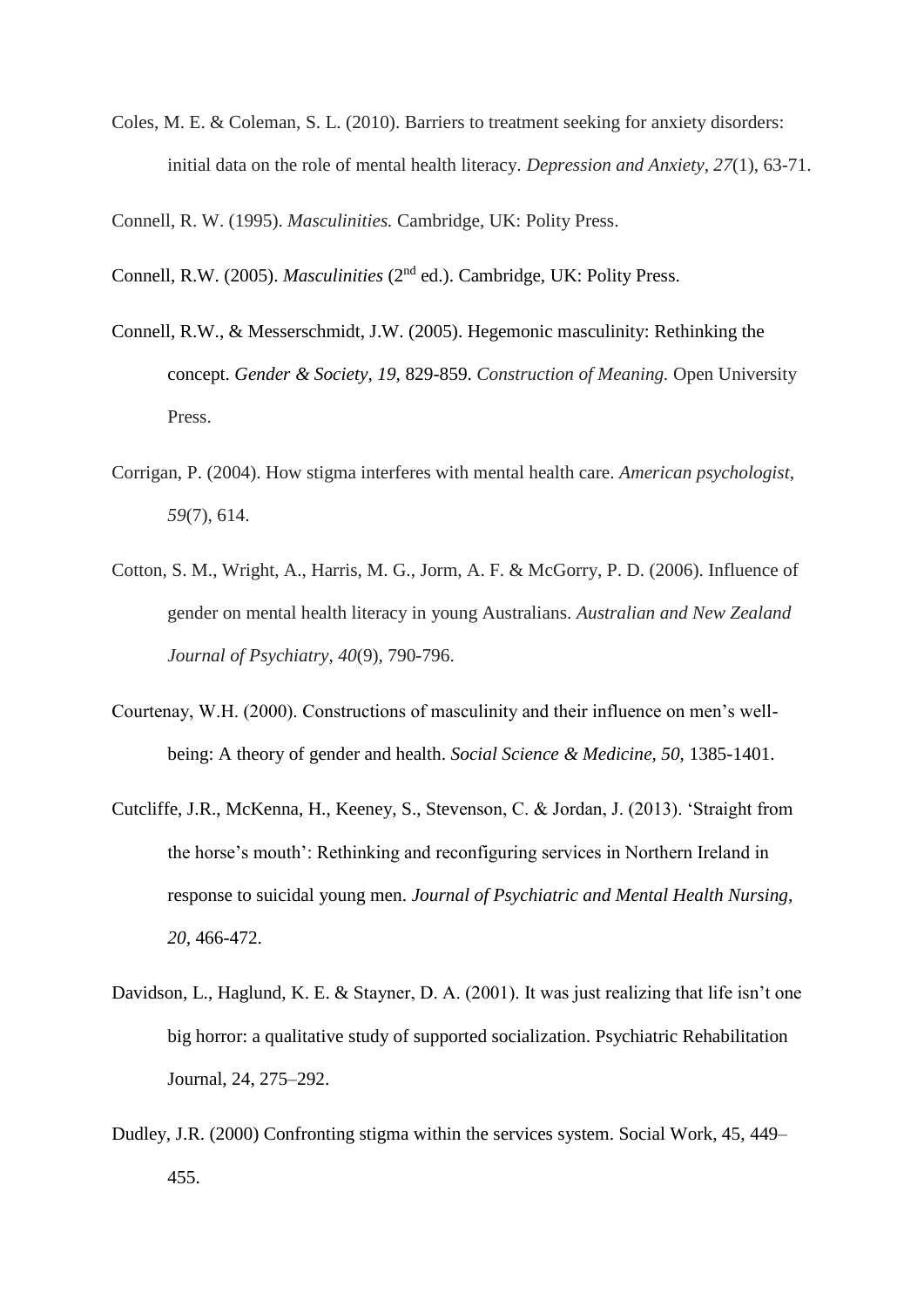Coles, M. E. & Coleman, S. L. (2010). Barriers to treatment seeking for anxiety disorders: initial data on the role of mental health literacy. *Depression and Anxiety*, *27*(1), 63-71.

Connell, R. W. (1995). *Masculinities.* Cambridge, UK: Polity Press.

Connell, R.W. (2005). *Masculinities* (2nd ed.). Cambridge, UK: Polity Press.

Connell, R.W., & Messerschmidt, J.W. (2005). Hegemonic masculinity: Rethinking the concept. *Gender & Society, 19,* 829-859. *Construction of Meaning.* Open University Press.

Corrigan, P. (2004). How stigma interferes with mental health care. *American psychologist*, *59*(7), 614.

Cotton, S. M., Wright, A., Harris, M. G., Jorm, A. F. & McGorry, P. D. (2006). Influence of gender on mental health literacy in young Australians. *Australian and New Zealand Journal of Psychiatry*, *40*(9), 790-796.

Courtenay, W.H. (2000). Constructions of masculinity and their influence on men's well-being: A theory of gender and health. *Social Science & Medicine, 50,* 1385-1401.

Cutcliffe, J.R., McKenna, H., Keeney, S., Stevenson, C. & Jordan, J. (2013). 'Straight from the horse's mouth': Rethinking and reconfiguring services in Northern Ireland in response to suicidal young men. *Journal of Psychiatric and Mental Health Nursing, 20*, 466-472.

Davidson, L., Haglund, K. E. & Stayner, D. A. (2001). It was just realizing that life isn't one big horror: a qualitative study of supported socialization. Psychiatric Rehabilitation Journal, 24, 275–292.

Dudley, J.R. (2000) Confronting stigma within the services system. Social Work, 45, 449–455.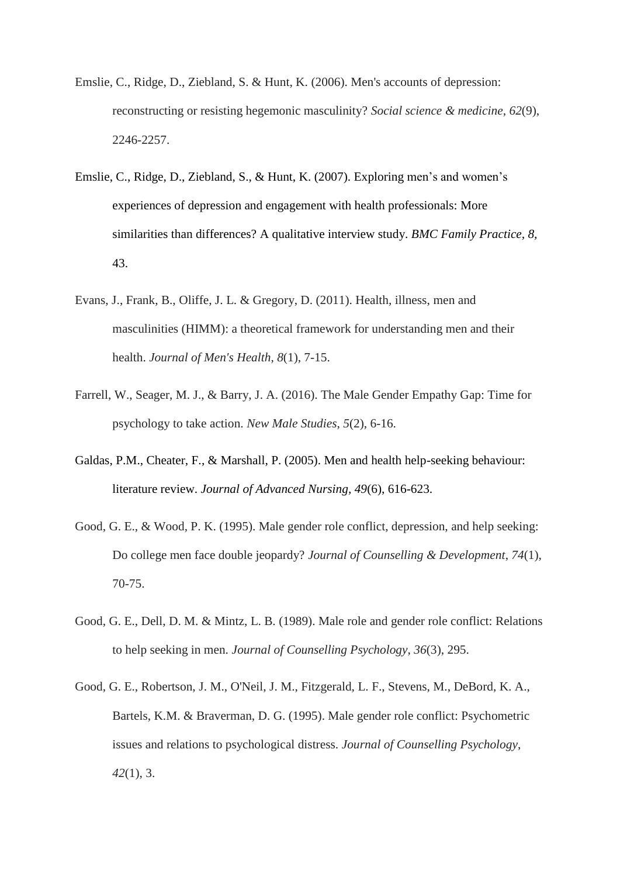Emslie, C., Ridge, D., Ziebland, S. & Hunt, K. (2006). Men's accounts of depression: reconstructing or resisting hegemonic masculinity? *Social science & medicine*, *62*(9), 2246-2257.

Emslie, C., Ridge, D., Ziebland, S., & Hunt, K. (2007). Exploring men's and women's experiences of depression and engagement with health professionals: More similarities than differences? A qualitative interview study. *BMC Family Practice, 8*, 43.

Evans, J., Frank, B., Oliffe, J. L. & Gregory, D. (2011). Health, illness, men and masculinities (HIMM): a theoretical framework for understanding men and their health. *Journal of Men's Health*, *8*(1), 7-15.

Farrell, W., Seager, M. J., & Barry, J. A. (2016). The Male Gender Empathy Gap: Time for psychology to take action. *New Male Studies*, *5*(2), 6-16.

Galdas, P.M., Cheater, F., & Marshall, P. (2005). Men and health help-seeking behaviour: literature review. *Journal of Advanced Nursing*, *49*(6), 616-623.

Good, G. E., & Wood, P. K. (1995). Male gender role conflict, depression, and help seeking: Do college men face double jeopardy? *Journal of Counselling & Development*, *74*(1), 70-75.

Good, G. E., Dell, D. M. & Mintz, L. B. (1989). Male role and gender role conflict: Relations to help seeking in men. *Journal of Counselling Psychology*, *36*(3), 295.

Good, G. E., Robertson, J. M., O'Neil, J. M., Fitzgerald, L. F., Stevens, M., DeBord, K. A., Bartels, K.M. & Braverman, D. G. (1995). Male gender role conflict: Psychometric issues and relations to psychological distress. *Journal of Counselling Psychology*, *42*(1), 3.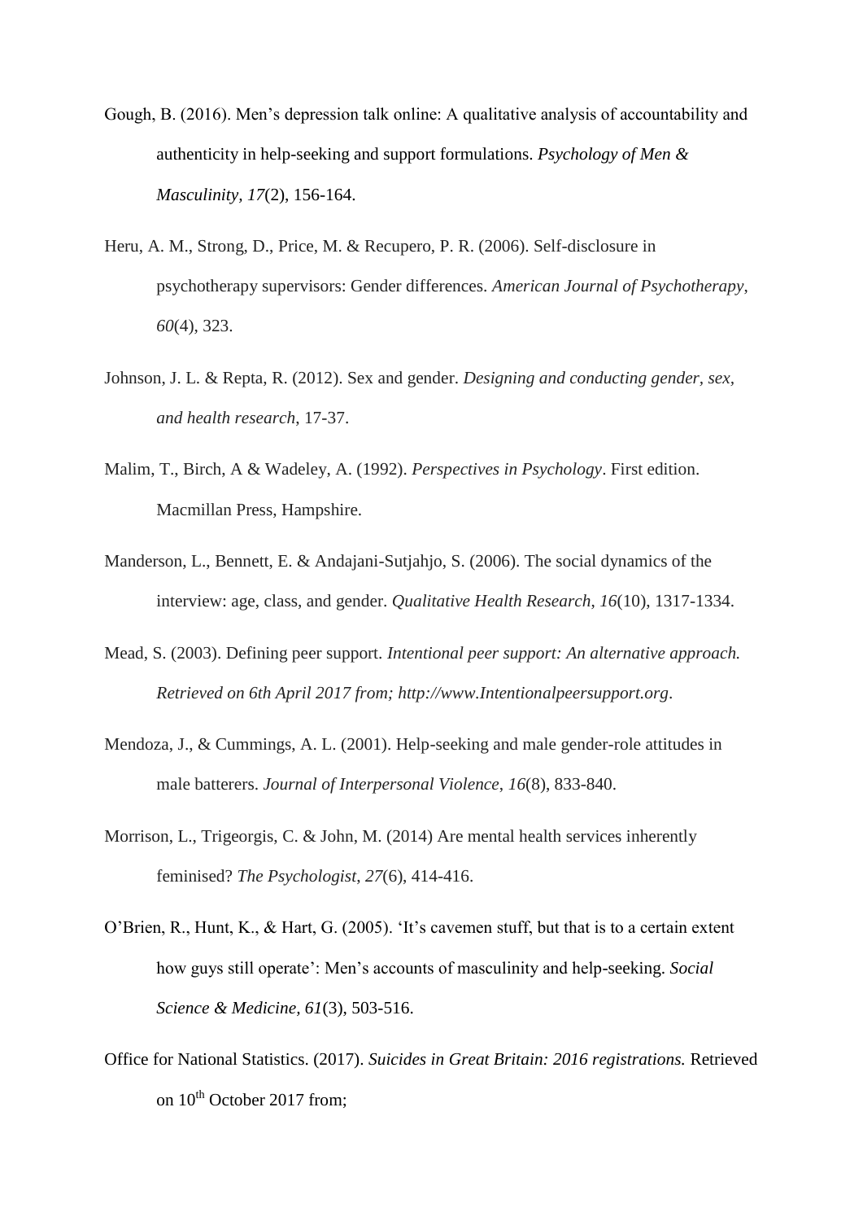Gough, B. (2016). Men's depression talk online: A qualitative analysis of accountability and authenticity in help-seeking and support formulations. *Psychology of Men & Masculinity, 17*(2), 156-164.

Heru, A. M., Strong, D., Price, M. & Recupero, P. R. (2006). Self-disclosure in psychotherapy supervisors: Gender differences. *American Journal of Psychotherapy*, *60*(4), 323.

Johnson, J. L. & Repta, R. (2012). Sex and gender. *Designing and conducting gender, sex, and health research*, 17-37.

Malim, T., Birch, A & Wadeley, A. (1992). *Perspectives in Psychology*. First edition. Macmillan Press, Hampshire.

Manderson, L., Bennett, E. & Andajani-Sutjahjo, S. (2006). The social dynamics of the interview: age, class, and gender. *Qualitative Health Research*, *16*(10), 1317-1334.

Mead, S. (2003). Defining peer support. *Intentional peer support: An alternative approach. Retrieved on 6th April 2017 from; http://www.Intentionalpeersupport.org*.

Mendoza, J., & Cummings, A. L. (2001). Help-seeking and male gender-role attitudes in male batterers. *Journal of Interpersonal Violence*, *16*(8), 833-840.

Morrison, L., Trigeorgis, C. & John, M. (2014) Are mental health services inherently feminised? *The Psychologist*, *27*(6), 414-416.

O'Brien, R., Hunt, K., & Hart, G. (2005). 'It's cavemen stuff, but that is to a certain extent how guys still operate': Men's accounts of masculinity and help-seeking. *Social Science & Medicine, 61*(3), 503-516.

Office for National Statistics. (2017). *Suicides in Great Britain: 2016 registrations.* Retrieved on 10th October 2017 from;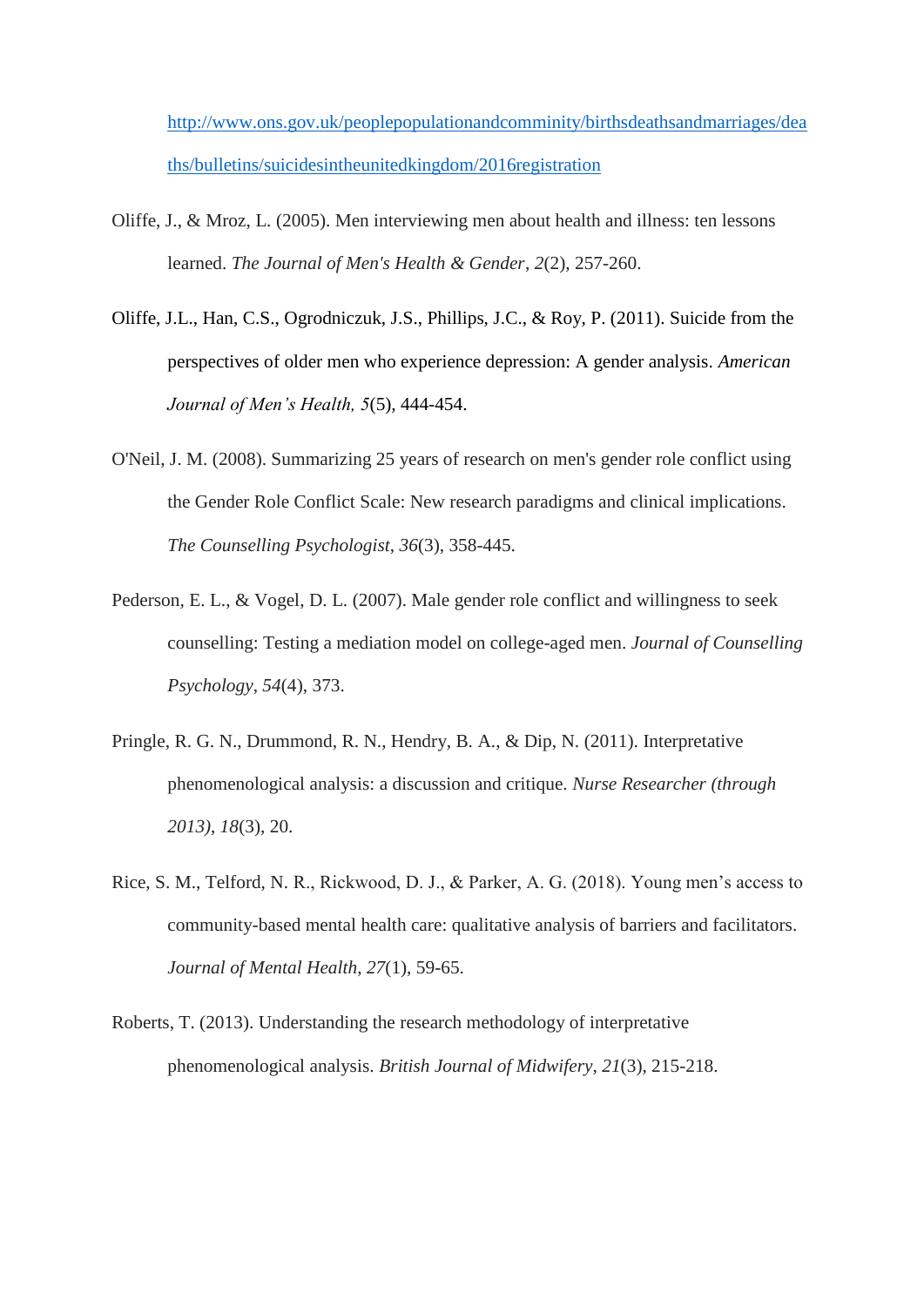http://www.ons.gov.uk/peoplepopulationandcomminity/birthsdeathsandmarriages/deaths/bulletins/suicidesintheunitedkingdom/2016registration

Oliffe, J., & Mroz, L. (2005). Men interviewing men about health and illness: ten lessons learned. *The Journal of Men's Health & Gender*, *2*(2), 257-260.

Oliffe, J.L., Han, C.S., Ogrodniczuk, J.S., Phillips, J.C., & Roy, P. (2011). Suicide from the perspectives of older men who experience depression: A gender analysis. *American Journal of Men's Health, 5*(5), 444-454.

O'Neil, J. M. (2008). Summarizing 25 years of research on men's gender role conflict using the Gender Role Conflict Scale: New research paradigms and clinical implications. *The Counselling Psychologist*, *36*(3), 358-445.

Pederson, E. L., & Vogel, D. L. (2007). Male gender role conflict and willingness to seek counselling: Testing a mediation model on college-aged men. *Journal of Counselling Psychology*, *54*(4), 373.

Pringle, R. G. N., Drummond, R. N., Hendry, B. A., & Dip, N. (2011). Interpretative phenomenological analysis: a discussion and critique. *Nurse Researcher (through 2013)*, *18*(3), 20.

Rice, S. M., Telford, N. R., Rickwood, D. J., & Parker, A. G. (2018). Young men's access to community-based mental health care: qualitative analysis of barriers and facilitators. *Journal of Mental Health*, *27*(1), 59-65.

Roberts, T. (2013). Understanding the research methodology of interpretative phenomenological analysis. *British Journal of Midwifery*, *21*(3), 215-218.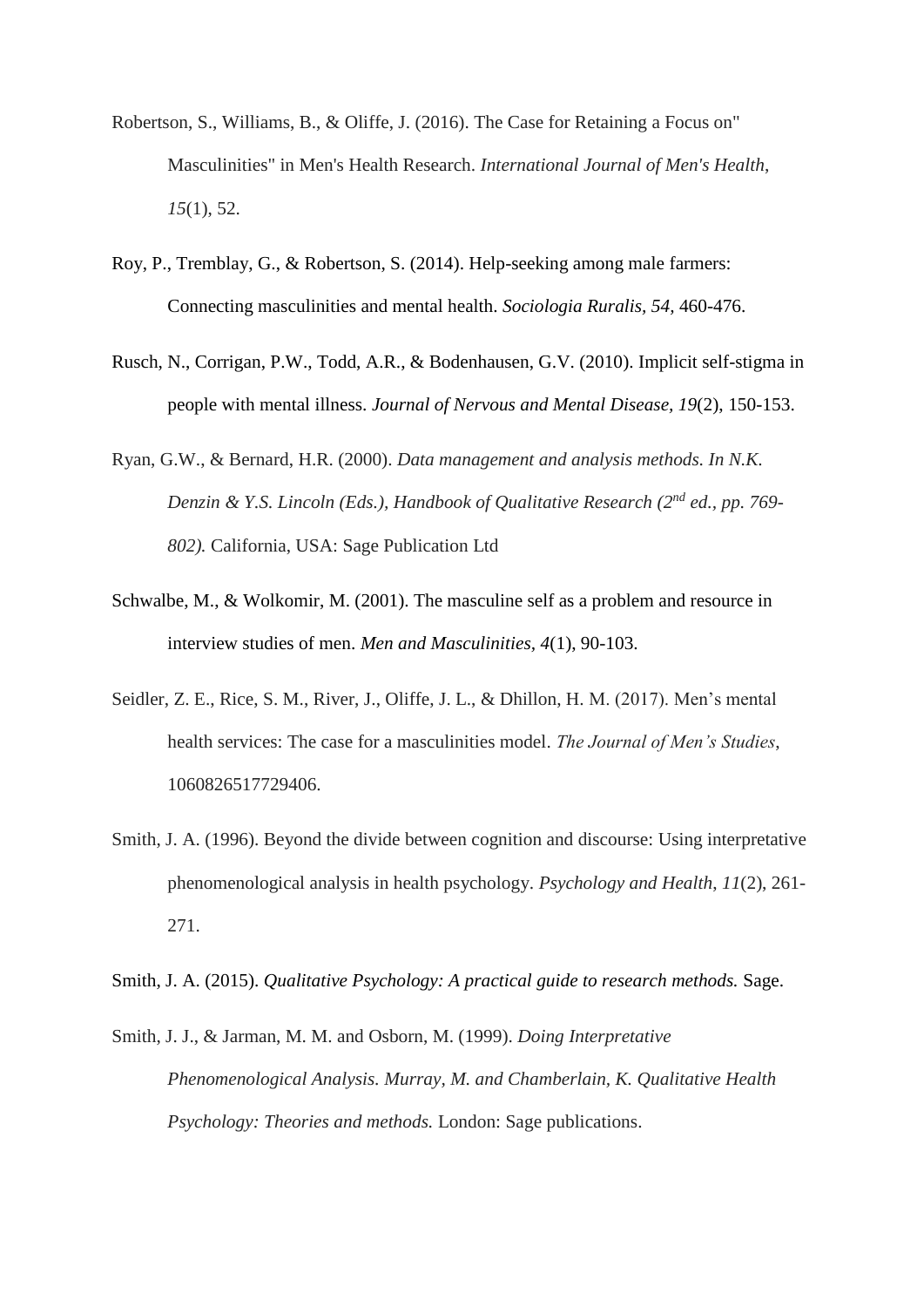Robertson, S., Williams, B., & Oliffe, J. (2016). The Case for Retaining a Focus on" Masculinities" in Men's Health Research. *International Journal of Men's Health*, *15*(1), 52.

Roy, P., Tremblay, G., & Robertson, S. (2014). Help-seeking among male farmers: Connecting masculinities and mental health. *Sociologia Ruralis*, *54*, 460-476.

Rusch, N., Corrigan, P.W., Todd, A.R., & Bodenhausen, G.V. (2010). Implicit self-stigma in people with mental illness. *Journal of Nervous and Mental Disease*, *19*(2), 150-153.

Ryan, G.W., & Bernard, H.R. (2000). *Data management and analysis methods. In N.K. Denzin & Y.S. Lincoln (Eds.), Handbook of Qualitative Research (2nd ed., pp. 769-802).* California, USA: Sage Publication Ltd

Schwalbe, M., & Wolkomir, M. (2001). The masculine self as a problem and resource in interview studies of men. *Men and Masculinities*, *4*(1), 90-103.

Seidler, Z. E., Rice, S. M., River, J., Oliffe, J. L., & Dhillon, H. M. (2017). Men's mental health services: The case for a masculinities model. *The Journal of Men's Studies*, 1060826517729406.

Smith, J. A. (1996). Beyond the divide between cognition and discourse: Using interpretative phenomenological analysis in health psychology. *Psychology and Health*, *11*(2), 261-271.

Smith, J. A. (2015). *Qualitative Psychology: A practical guide to research methods.* Sage.

Smith, J. J., & Jarman, M. M. and Osborn, M. (1999). *Doing Interpretative Phenomenological Analysis. Murray, M. and Chamberlain, K. Qualitative Health Psychology: Theories and methods.* London: Sage publications.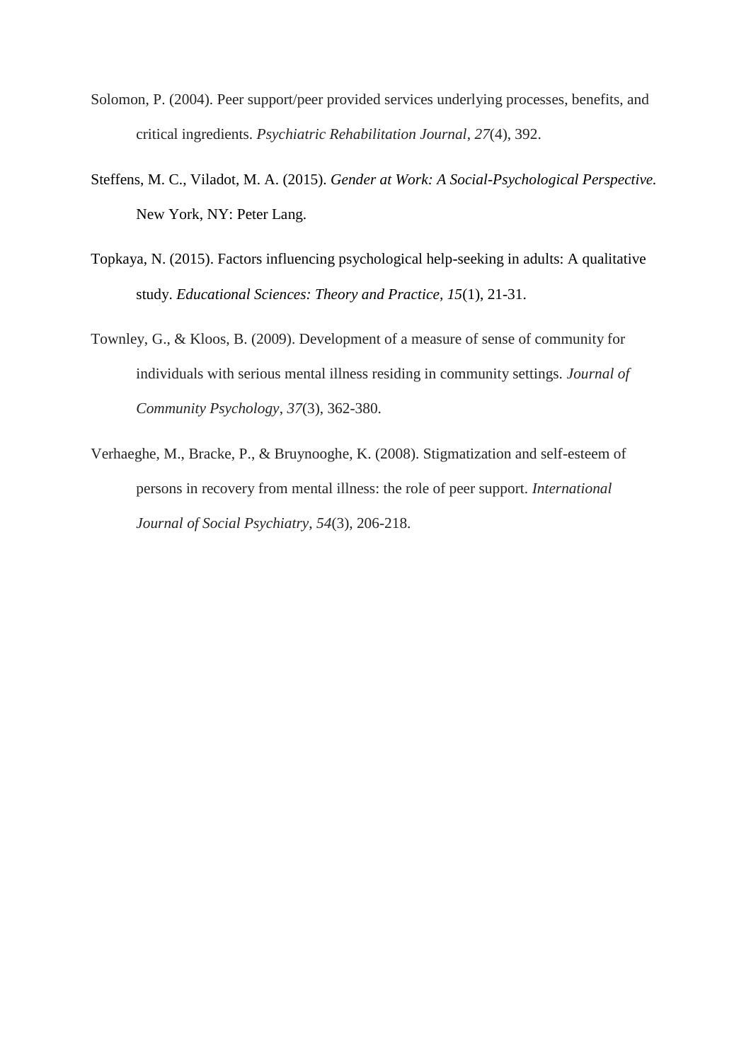Solomon, P. (2004). Peer support/peer provided services underlying processes, benefits, and critical ingredients. *Psychiatric Rehabilitation Journal*, *27*(4), 392.

Steffens, M. C., Viladot, M. A. (2015). *Gender at Work: A Social-Psychological Perspective.* New York, NY: Peter Lang.

Topkaya, N. (2015). Factors influencing psychological help-seeking in adults: A qualitative study. *Educational Sciences: Theory and Practice, 15*(1), 21-31.

Townley, G., & Kloos, B. (2009). Development of a measure of sense of community for individuals with serious mental illness residing in community settings. *Journal of Community Psychology*, *37*(3), 362-380.

Verhaeghe, M., Bracke, P., & Bruynooghe, K. (2008). Stigmatization and self-esteem of persons in recovery from mental illness: the role of peer support. *International Journal of Social Psychiatry*, *54*(3), 206-218.